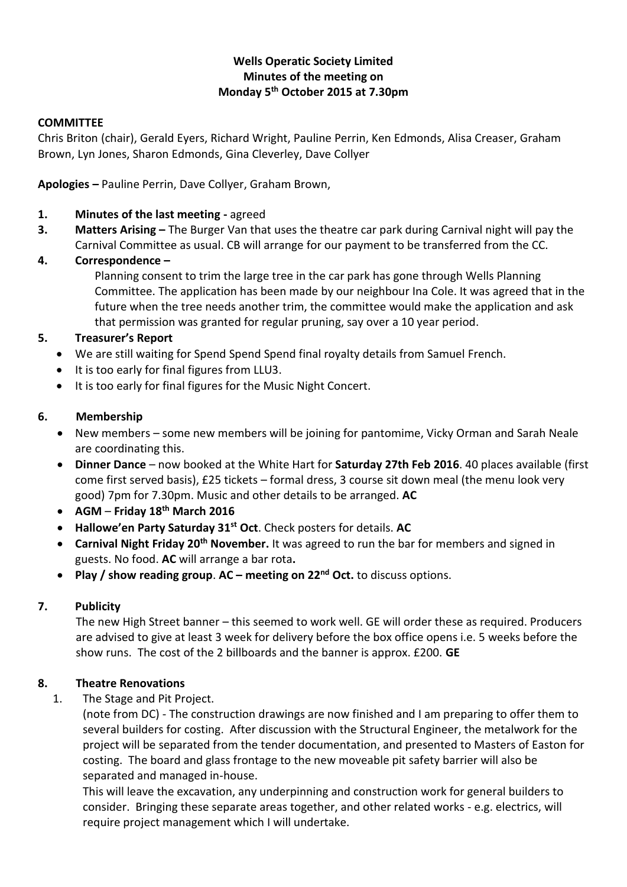**Wells Operatic Society Limited**
**Minutes of the meeting on**
**Monday 5th October 2015 at 7.30pm**

**COMMITTEE**

Chris Briton (chair), Gerald Eyers, Richard Wright, Pauline Perrin, Ken Edmonds, Alisa Creaser, Graham Brown, Lyn Jones, Sharon Edmonds, Gina Cleverley, Dave Collyer

**Apologies –** Pauline Perrin, Dave Collyer, Graham Brown,

1. **Minutes of the last meeting -** agreed
3. **Matters Arising –** The Burger Van that uses the theatre car park during Carnival night will pay the Carnival Committee as usual. CB will arrange for our payment to be transferred from the CC.
4. **Correspondence –**

   Planning consent to trim the large tree in the car park has gone through Wells Planning Committee. The application has been made by our neighbour Ina Cole. It was agreed that in the future when the tree needs another trim, the committee would make the application and ask that permission was granted for regular pruning, say over a 10 year period.

5. **Treasurer's Report**
   - We are still waiting for Spend Spend Spend final royalty details from Samuel French.
   - It is too early for final figures from LLU3.
   - It is too early for final figures for the Music Night Concert.

6. **Membership**
   - New members – some new members will be joining for pantomime, Vicky Orman and Sarah Neale are coordinating this.
   - **Dinner Dance** – now booked at the White Hart for **Saturday 27th Feb 2016**. 40 places available (first come first served basis), £25 tickets – formal dress, 3 course sit down meal (the menu look very good) 7pm for 7.30pm. Music and other details to be arranged. **AC**
   - **AGM** – **Friday 18th March 2016**
   - **Hallowe'en Party Saturday 31st Oct**. Check posters for details. **AC**
   - **Carnival Night Friday 20th November.** It was agreed to run the bar for members and signed in guests. No food. **AC** will arrange a bar rota**.**
   - **Play / show reading group**. **AC – meeting on 22nd Oct.** to discuss options.

7. **Publicity**

   The new High Street banner – this seemed to work well. GE will order these as required. Producers are advised to give at least 3 week for delivery before the box office opens i.e. 5 weeks before the show runs. The cost of the 2 billboards and the banner is approx. £200. **GE**

8. **Theatre Renovations**
   1. The Stage and Pit Project.

      (note from DC) - The construction drawings are now finished and I am preparing to offer them to several builders for costing. After discussion with the Structural Engineer, the metalwork for the project will be separated from the tender documentation, and presented to Masters of Easton for costing. The board and glass frontage to the new moveable pit safety barrier will also be separated and managed in-house.

      This will leave the excavation, any underpinning and construction work for general builders to consider. Bringing these separate areas together, and other related works - e.g. electrics, will require project management which I will undertake.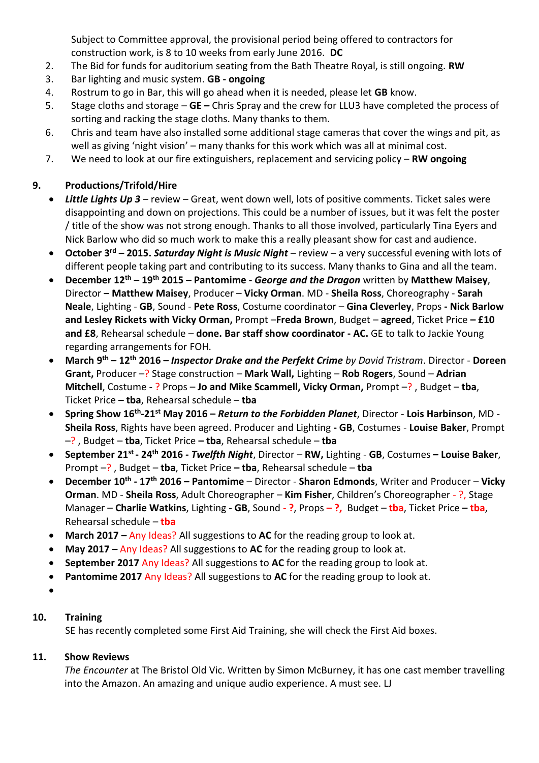Subject to Committee approval, the provisional period being offered to contractors for construction work, is 8 to 10 weeks from early June 2016. **DC**

2. The Bid for funds for auditorium seating from the Bath Theatre Royal, is still ongoing. **RW**
3. Bar lighting and music system. **GB - ongoing**
4. Rostrum to go in Bar, this will go ahead when it is needed, please let **GB** know.
5. Stage cloths and storage – **GE –** Chris Spray and the crew for LLU3 have completed the process of sorting and racking the stage cloths. Many thanks to them.
6. Chris and team have also installed some additional stage cameras that cover the wings and pit, as well as giving 'night vision' – many thanks for this work which was all at minimal cost.
7. We need to look at our fire extinguishers, replacement and servicing policy – **RW ongoing**

## 9. Productions/Trifold/Hire

- ***Little Lights Up 3*** – review – Great, went down well, lots of positive comments. Ticket sales were disappointing and down on projections. This could be a number of issues, but it was felt the poster / title of the show was not strong enough. Thanks to all those involved, particularly Tina Eyers and Nick Barlow who did so much work to make this a really pleasant show for cast and audience.
- **October 3rd – 2015. *Saturday Night is Music Night*** – review – a very successful evening with lots of different people taking part and contributing to its success. Many thanks to Gina and all the team.
- **December 12th – 19th 2015 – Pantomime - *George and the Dragon*** written by **Matthew Maisey**, Director **– Matthew Maisey**, Producer – **Vicky Orman**. MD - **Sheila Ross**, Choreography - **Sarah Neale**, Lighting - **GB**, Sound - **Pete Ross**, Costume coordinator – **Gina Cleverley**, Props **- Nick Barlow and Lesley Rickets with Vicky Orman,** Prompt –**Freda Brown**, Budget – **agreed**, Ticket Price **– £10 and £8**, Rehearsal schedule – **done. Bar staff show coordinator - AC.** GE to talk to Jackie Young regarding arrangements for FOH.
- **March 9th – 12th 2016 – *Inspector Drake and the Perfekt Crime*** *by David Tristram*. Director - **Doreen Grant,** Producer –? Stage construction – **Mark Wall,** Lighting – **Rob Rogers**, Sound – **Adrian Mitchell**, Costume - ? Props – **Jo and Mike Scammell, Vicky Orman,** Prompt –? , Budget – **tba**, Ticket Price **– tba**, Rehearsal schedule – **tba**
- **Spring Show 16th-21st May 2016 – *Return to the Forbidden Planet***, Director - **Lois Harbinson**, MD - **Sheila Ross**, Rights have been agreed. Producer and Lighting **- GB**, Costumes - **Louise Baker**, Prompt –? , Budget – **tba**, Ticket Price **– tba**, Rehearsal schedule – **tba**
- **September 21st - 24th 2016 - *Twelfth Night***, Director – **RW,** Lighting - **GB**, Costumes **– Louise Baker**, Prompt –? , Budget – **tba**, Ticket Price **– tba**, Rehearsal schedule – **tba**
- **December 10th - 17th 2016 – Pantomime** – Director - **Sharon Edmonds**, Writer and Producer – **Vicky Orman**. MD - **Sheila Ross**, Adult Choreographer – **Kim Fisher**, Children's Choreographer - ?, Stage Manager – **Charlie Watkins**, Lighting - **GB**, Sound - **?**, Props **– ?,** Budget – **tba**, Ticket Price **– tba**, Rehearsal schedule – **tba**
- **March 2017 –** Any Ideas? All suggestions to **AC** for the reading group to look at.
- **May 2017 –** Any Ideas? All suggestions to **AC** for the reading group to look at.
- **September 2017** Any Ideas? All suggestions to **AC** for the reading group to look at.
- **Pantomime 2017** Any Ideas? All suggestions to **AC** for the reading group to look at.

## 10. Training

SE has recently completed some First Aid Training, she will check the First Aid boxes.

## 11. Show Reviews

*The Encounter* at The Bristol Old Vic. Written by Simon McBurney, it has one cast member travelling into the Amazon. An amazing and unique audio experience. A must see. LJ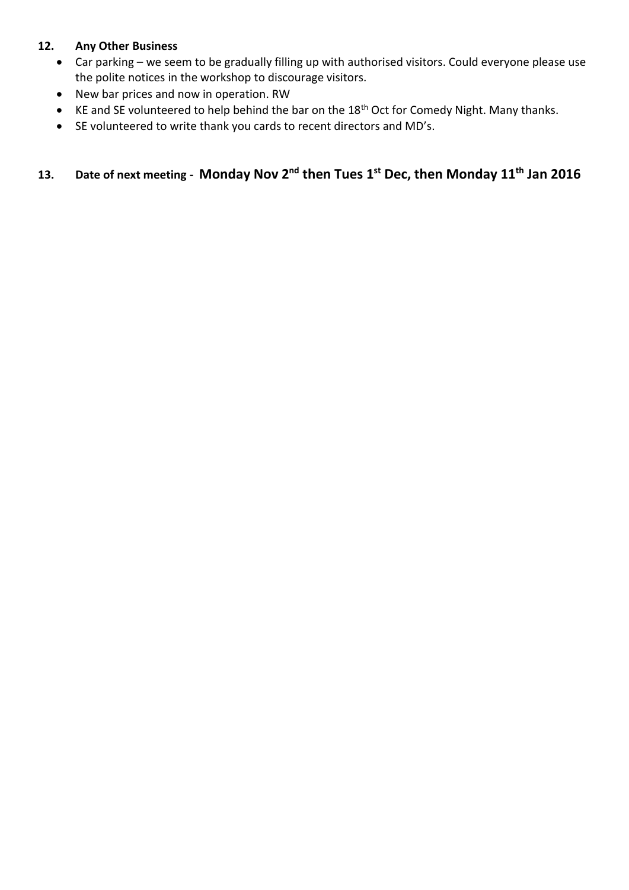## 12. Any Other Business

- Car parking – we seem to be gradually filling up with authorised visitors. Could everyone please use the polite notices in the workshop to discourage visitors.
- New bar prices and now in operation. RW
- KE and SE volunteered to help behind the bar on the 18th Oct for Comedy Night. Many thanks.
- SE volunteered to write thank you cards to recent directors and MD's.

## 13. Date of next meeting - **Monday Nov 2nd then Tues 1st Dec, then Monday 11th Jan 2016**